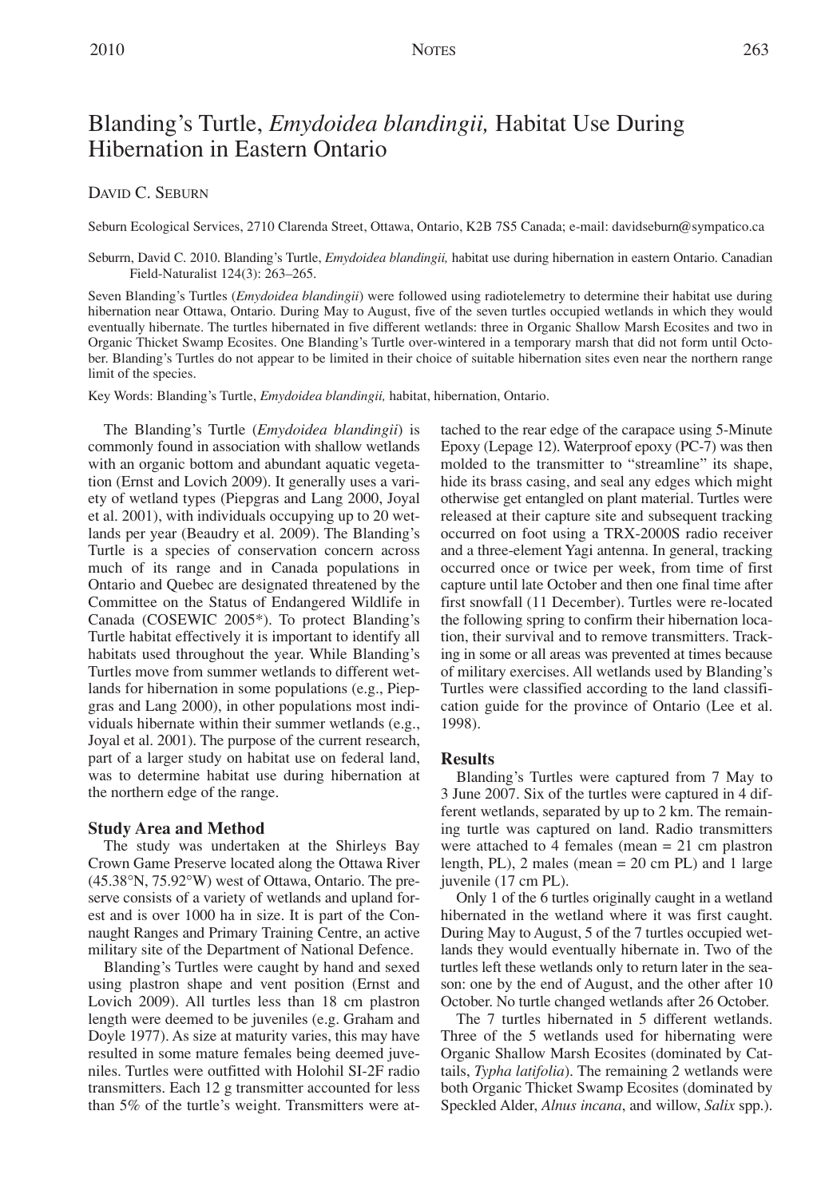# Blanding's Turtle, *Emydoidea blandingii,* Habitat Use During Hibernation in Eastern Ontario

DAVID C. SEBURN

Seburn Ecological Services, 2710 Clarenda Street, Ottawa, Ontario, K2B 7S5 Canada; e-mail: davidseburn@sympatico.ca

Seburrn, David C. 2010. Blanding's Turtle, *Emydoidea blandingii,* habitat use during hibernation in eastern Ontario. Canadian Field-Naturalist 124(3): 263–265.

Seven Blanding's Turtles (*Emydoidea blandingii*) were followed using radiotelemetry to determine their habitat use during hibernation near Ottawa, Ontario. During May to August, five of the seven turtles occupied wetlands in which they would eventually hibernate. The turtles hibernated in five different wetlands: three in Organic Shallow Marsh Ecosites and two in Organic Thicket Swamp Ecosites. One Blanding's Turtle over-wintered in a temporary marsh that did not form until October. Blanding's Turtles do not appear to be limited in their choice of suitable hibernation sites even near the northern range limit of the species.

Key Words: Blanding's Turtle, *Emydoidea blandingii,* habitat, hibernation, Ontario.

The Blanding's Turtle (*Emydoidea blandingii*) is commonly found in association with shallow wetlands with an organic bottom and abundant aquatic vegetation (Ernst and Lovich 2009). It generally uses a variety of wetland types (Piepgras and Lang 2000, Joyal et al. 2001), with individuals occupying up to 20 wetlands per year (Beaudry et al. 2009). The Blanding's Turtle is a species of conservation concern across much of its range and in Canada populations in Ontario and Quebec are designated threatened by the Committee on the Status of Endangered Wildlife in Canada (COSEWIC 2005*). To protect Blanding's Turtle habitat effectively it is important to identify all habitats used throughout the year. While Blanding's Turtles move from summer wetlands to different wetlands for hibernation in some populations (e.g., Piepgras and Lang 2000), in other populations most individuals hibernate within their summer wetlands (e.g., Joyal et al. 2001). The purpose of the current research, part of a larger study on habitat use on federal land, was to determine habitat use during hibernation at the northern edge of the range.

## Study Area and Method

The study was undertaken at the Shirleys Bay Crown Game Preserve located along the Ottawa River (45.38°N, 75.92°W) west of Ottawa, Ontario. The preserve consists of a variety of wetlands and upland forest and is over 1000 ha in size. It is part of the Connaught Ranges and Primary Training Centre, an active military site of the Department of National Defence.

Blanding's Turtles were caught by hand and sexed using plastron shape and vent position (Ernst and Lovich 2009). All turtles less than 18 cm plastron length were deemed to be juveniles (e.g. Graham and Doyle 1977). As size at maturity varies, this may have resulted in some mature females being deemed juveniles. Turtles were outfitted with Holohil SI-2F radio transmitters. Each 12 g transmitter accounted for less than 5% of the turtle's weight. Transmitters were attached to the rear edge of the carapace using 5-Minute Epoxy (Lepage 12). Waterproof epoxy (PC-7) was then molded to the transmitter to "streamline" its shape, hide its brass casing, and seal any edges which might otherwise get entangled on plant material. Turtles were released at their capture site and subsequent tracking occurred on foot using a TRX-2000S radio receiver and a three-element Yagi antenna. In general, tracking occurred once or twice per week, from time of first capture until late October and then one final time after first snowfall (11 December). Turtles were re-located the following spring to confirm their hibernation location, their survival and to remove transmitters. Tracking in some or all areas was prevented at times because of military exercises. All wetlands used by Blanding's Turtles were classified according to the land classification guide for the province of Ontario (Lee et al. 1998).

## Results

Blanding's Turtles were captured from 7 May to 3 June 2007. Six of the turtles were captured in 4 different wetlands, separated by up to 2 km. The remaining turtle was captured on land. Radio transmitters were attached to 4 females (mean = 21 cm plastron length, PL), 2 males (mean = 20 cm PL) and 1 large juvenile (17 cm PL).

Only 1 of the 6 turtles originally caught in a wetland hibernated in the wetland where it was first caught. During May to August, 5 of the 7 turtles occupied wetlands they would eventually hibernate in. Two of the turtles left these wetlands only to return later in the season: one by the end of August, and the other after 10 October. No turtle changed wetlands after 26 October.

The 7 turtles hibernated in 5 different wetlands. Three of the 5 wetlands used for hibernating were Organic Shallow Marsh Ecosites (dominated by Cattails, *Typha latifolia*). The remaining 2 wetlands were both Organic Thicket Swamp Ecosites (dominated by Speckled Alder, *Alnus incana*, and willow, *Salix* spp.).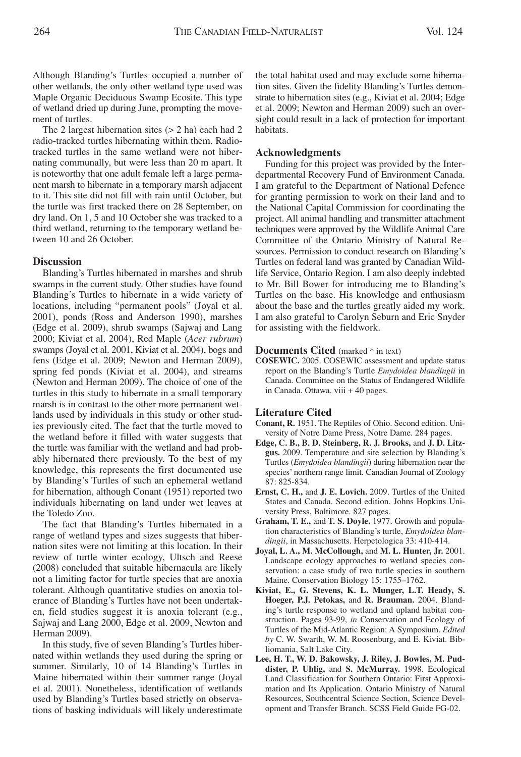Although Blanding's Turtles occupied a number of other wetlands, the only other wetland type used was Maple Organic Deciduous Swamp Ecosite. This type of wetland dried up during June, prompting the movement of turtles.

The 2 largest hibernation sites (> 2 ha) each had 2 radio-tracked turtles hibernating within them. Radio-tracked turtles in the same wetland were not hibernating communally, but were less than 20 m apart. It is noteworthy that one adult female left a large permanent marsh to hibernate in a temporary marsh adjacent to it. This site did not fill with rain until October, but the turtle was first tracked there on 28 September, on dry land. On 1, 5 and 10 October she was tracked to a third wetland, returning to the temporary wetland between 10 and 26 October.

## Discussion

Blanding's Turtles hibernated in marshes and shrub swamps in the current study. Other studies have found Blanding's Turtles to hibernate in a wide variety of locations, including "permanent pools" (Joyal et al. 2001), ponds (Ross and Anderson 1990), marshes (Edge et al. 2009), shrub swamps (Sajwaj and Lang 2000; Kiviat et al. 2004), Red Maple (*Acer rubrum*) swamps (Joyal et al. 2001, Kiviat et al. 2004), bogs and fens (Edge et al. 2009; Newton and Herman 2009), spring fed ponds (Kiviat et al. 2004), and streams (Newton and Herman 2009). The choice of one of the turtles in this study to hibernate in a small temporary marsh is in contrast to the other more permanent wetlands used by individuals in this study or other studies previously cited. The fact that the turtle moved to the wetland before it filled with water suggests that the turtle was familiar with the wetland and had probably hibernated there previously. To the best of my knowledge, this represents the first documented use by Blanding's Turtles of such an ephemeral wetland for hibernation, although Conant (1951) reported two individuals hibernating on land under wet leaves at the Toledo Zoo.

The fact that Blanding's Turtles hibernated in a range of wetland types and sizes suggests that hibernation sites were not limiting at this location. In their review of turtle winter ecology, Ultsch and Reese (2008) concluded that suitable hibernacula are likely not a limiting factor for turtle species that are anoxia tolerant. Although quantitative studies on anoxia tolerance of Blanding's Turtles have not been undertaken, field studies suggest it is anoxia tolerant (e.g., Sajwaj and Lang 2000, Edge et al. 2009, Newton and Herman 2009).

In this study, five of seven Blanding's Turtles hibernated within wetlands they used during the spring or summer. Similarly, 10 of 14 Blanding's Turtles in Maine hibernated within their summer range (Joyal et al. 2001). Nonetheless, identification of wetlands used by Blanding's Turtles based strictly on observations of basking individuals will likely underestimate the total habitat used and may exclude some hibernation sites. Given the fidelity Blanding's Turtles demonstrate to hibernation sites (e.g., Kiviat et al. 2004; Edge et al. 2009; Newton and Herman 2009) such an oversight could result in a lack of protection for important habitats.

## Acknowledgments

Funding for this project was provided by the Interdepartmental Recovery Fund of Environment Canada. I am grateful to the Department of National Defence for granting permission to work on their land and to the National Capital Commission for coordinating the project. All animal handling and transmitter attachment techniques were approved by the Wildlife Animal Care Committee of the Ontario Ministry of Natural Resources. Permission to conduct research on Blanding's Turtles on federal land was granted by Canadian Wildlife Service, Ontario Region. I am also deeply indebted to Mr. Bill Bower for introducing me to Blanding's Turtles on the base. His knowledge and enthusiasm about the base and the turtles greatly aided my work. I am also grateful to Carolyn Seburn and Eric Snyder for assisting with the fieldwork.

## Documents Cited (marked * in text)

**COSEWIC.** 2005. COSEWIC assessment and update status report on the Blanding's Turtle *Emydoidea blandingii* in Canada. Committee on the Status of Endangered Wildlife in Canada. Ottawa. viii + 40 pages.

## Literature Cited

**Conant, R.** 1951. The Reptiles of Ohio. Second edition. University of Notre Dame Press, Notre Dame. 284 pages.

**Edge, C. B., B. D. Steinberg, R. J. Brooks,** and **J. D. Litzgus.** 2009. Temperature and site selection by Blanding's Turtles (*Emydoidea blandingii*) during hibernation near the species' northern range limit. Canadian Journal of Zoology 87: 825-834.

**Ernst, C. H.,** and **J. E. Lovich.** 2009. Turtles of the United States and Canada. Second edition. Johns Hopkins University Press, Baltimore. 827 pages.

**Graham, T. E.,** and **T. S. Doyle.** 1977. Growth and population characteristics of Blanding's turtle, *Emydoidea blandingii*, in Massachusetts. Herpetologica 33: 410-414.

**Joyal, L. A., M. McCollough,** and **M. L. Hunter, Jr.** 2001. Landscape ecology approaches to wetland species conservation: a case study of two turtle species in southern Maine. Conservation Biology 15: 1755–1762.

**Kiviat, E., G. Stevens, K. L. Munger, L.T. Heady, S. Hoeger, P.J. Petokas,** and **R. Brauman.** 2004. Blanding's turtle response to wetland and upland habitat construction. Pages 93-99, *in* Conservation and Ecology of Turtles of the Mid-Atlantic Region: A Symposium. *Edited by* C. W. Swarth, W. M. Roosenburg, and E. Kiviat. Bibliomania, Salt Lake City.

**Lee, H. T., W. D. Bakowsky, J. Riley, J. Bowles, M. Puddister, P. Uhlig,** and **S. McMurray.** 1998. Ecological Land Classification for Southern Ontario: First Approximation and Its Application. Ontario Ministry of Natural Resources, Southcentral Science Section, Science Development and Transfer Branch. SCSS Field Guide FG-02.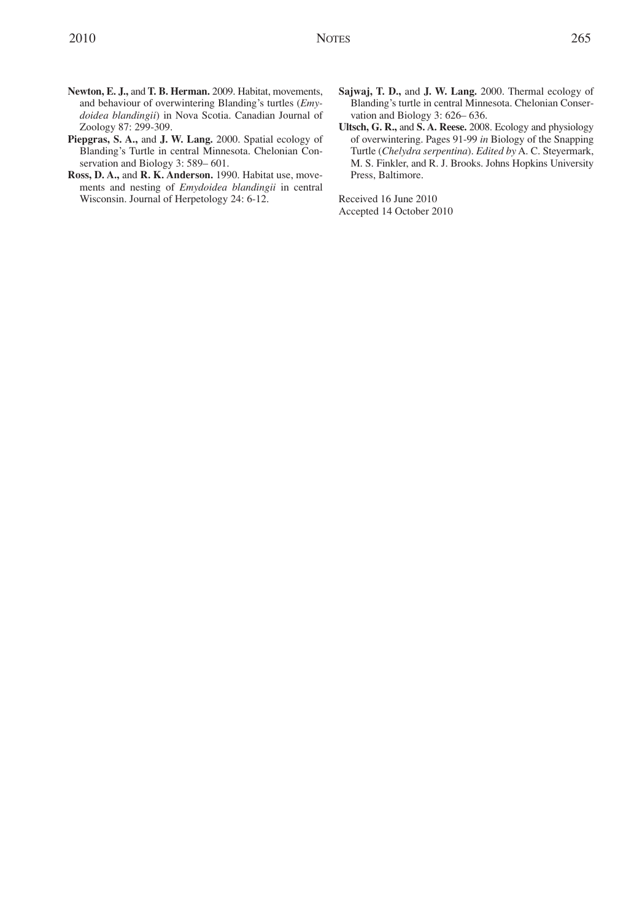**Newton, E. J.,** and **T. B. Herman.** 2009. Habitat, movements, and behaviour of overwintering Blanding's turtles (*Emydoidea blandingii*) in Nova Scotia. Canadian Journal of Zoology 87: 299-309.

**Piepgras, S. A.,** and **J. W. Lang.** 2000. Spatial ecology of Blanding's Turtle in central Minnesota. Chelonian Conservation and Biology 3: 589– 601.

**Ross, D. A.,** and **R. K. Anderson.** 1990. Habitat use, movements and nesting of *Emydoidea blandingii* in central Wisconsin. Journal of Herpetology 24: 6-12.

**Sajwaj, T. D.,** and **J. W. Lang.** 2000. Thermal ecology of Blanding's turtle in central Minnesota. Chelonian Conservation and Biology 3: 626– 636.

**Ultsch, G. R.,** and **S. A. Reese.** 2008. Ecology and physiology of overwintering. Pages 91-99 *in* Biology of the Snapping Turtle (*Chelydra serpentina*). *Edited by* A. C. Steyermark, M. S. Finkler, and R. J. Brooks. Johns Hopkins University Press, Baltimore.

Received 16 June 2010
Accepted 14 October 2010